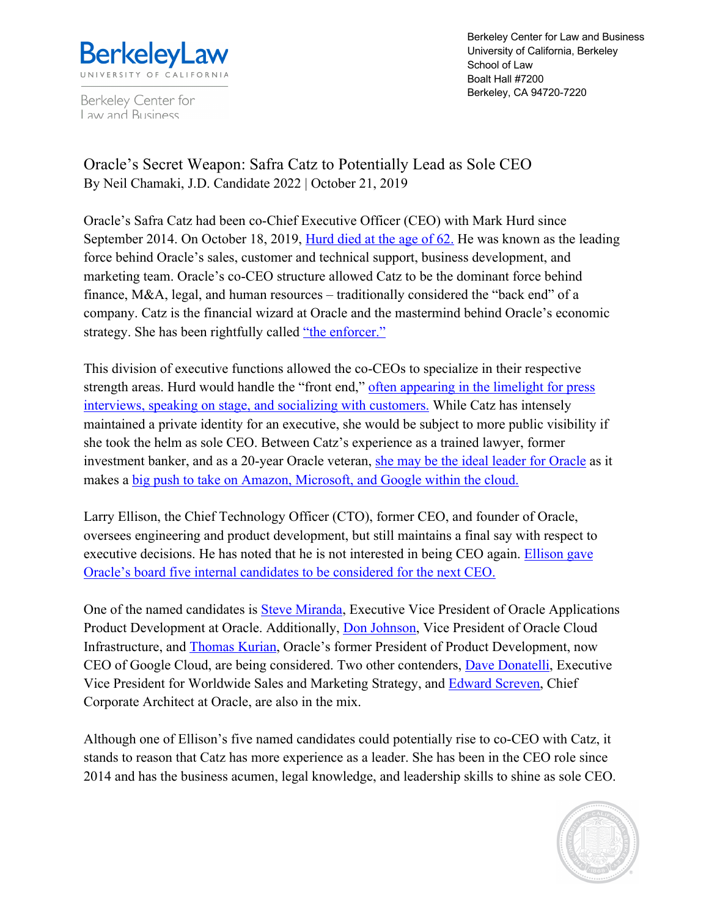Berkeley Law
UNIVERSITY OF CALIFORNIA

Berkeley Center for Law and Business

Berkeley Center for Law and Business
University of California, Berkeley
School of Law
Boalt Hall #7200
Berkeley, CA 94720-7220

# Oracle's Secret Weapon: Safra Catz to Potentially Lead as Sole CEO

By Neil Chamaki, J.D. Candidate 2022 | October 21, 2019

Oracle's Safra Catz had been co-Chief Executive Officer (CEO) with Mark Hurd since September 2014. On October 18, 2019, Hurd died at the age of 62. He was known as the leading force behind Oracle's sales, customer and technical support, business development, and marketing team. Oracle's co-CEO structure allowed Catz to be the dominant force behind finance, M&A, legal, and human resources – traditionally considered the "back end" of a company. Catz is the financial wizard at Oracle and the mastermind behind Oracle's economic strategy. She has been rightfully called "the enforcer."

This division of executive functions allowed the co-CEOs to specialize in their respective strength areas. Hurd would handle the "front end," often appearing in the limelight for press interviews, speaking on stage, and socializing with customers. While Catz has intensely maintained a private identity for an executive, she would be subject to more public visibility if she took the helm as sole CEO. Between Catz's experience as a trained lawyer, former investment banker, and as a 20-year Oracle veteran, she may be the ideal leader for Oracle as it makes a big push to take on Amazon, Microsoft, and Google within the cloud.

Larry Ellison, the Chief Technology Officer (CTO), former CEO, and founder of Oracle, oversees engineering and product development, but still maintains a final say with respect to executive decisions. He has noted that he is not interested in being CEO again. Ellison gave Oracle's board five internal candidates to be considered for the next CEO.

One of the named candidates is Steve Miranda, Executive Vice President of Oracle Applications Product Development at Oracle. Additionally, Don Johnson, Vice President of Oracle Cloud Infrastructure, and Thomas Kurian, Oracle's former President of Product Development, now CEO of Google Cloud, are being considered. Two other contenders, Dave Donatelli, Executive Vice President for Worldwide Sales and Marketing Strategy, and Edward Screven, Chief Corporate Architect at Oracle, are also in the mix.

Although one of Ellison's five named candidates could potentially rise to co-CEO with Catz, it stands to reason that Catz has more experience as a leader. She has been in the CEO role since 2014 and has the business acumen, legal knowledge, and leadership skills to shine as sole CEO.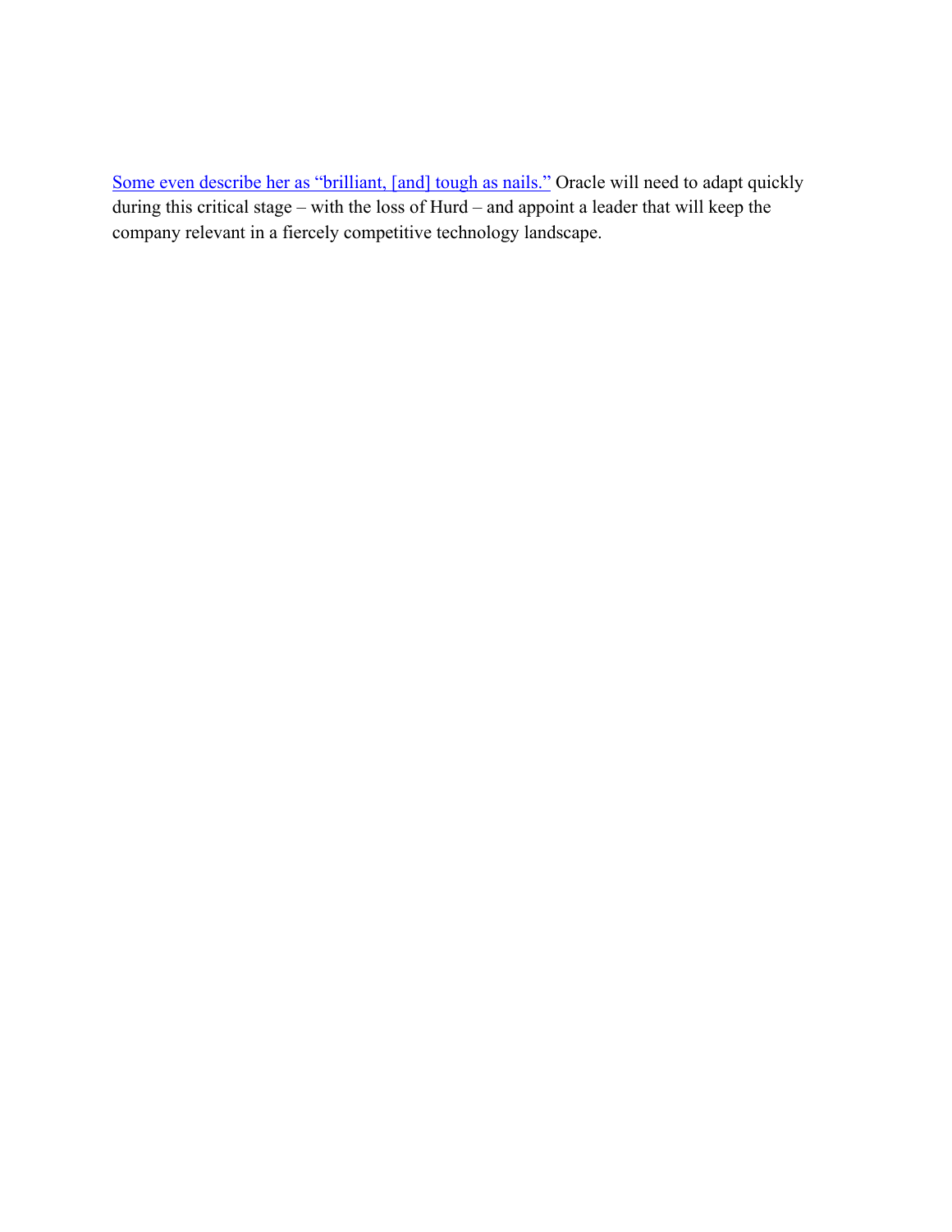[Some even describe her as “brilliant, [and] tough as nails.”] Oracle will need to adapt quickly during this critical stage – with the loss of Hurd – and appoint a leader that will keep the company relevant in a fiercely competitive technology landscape.